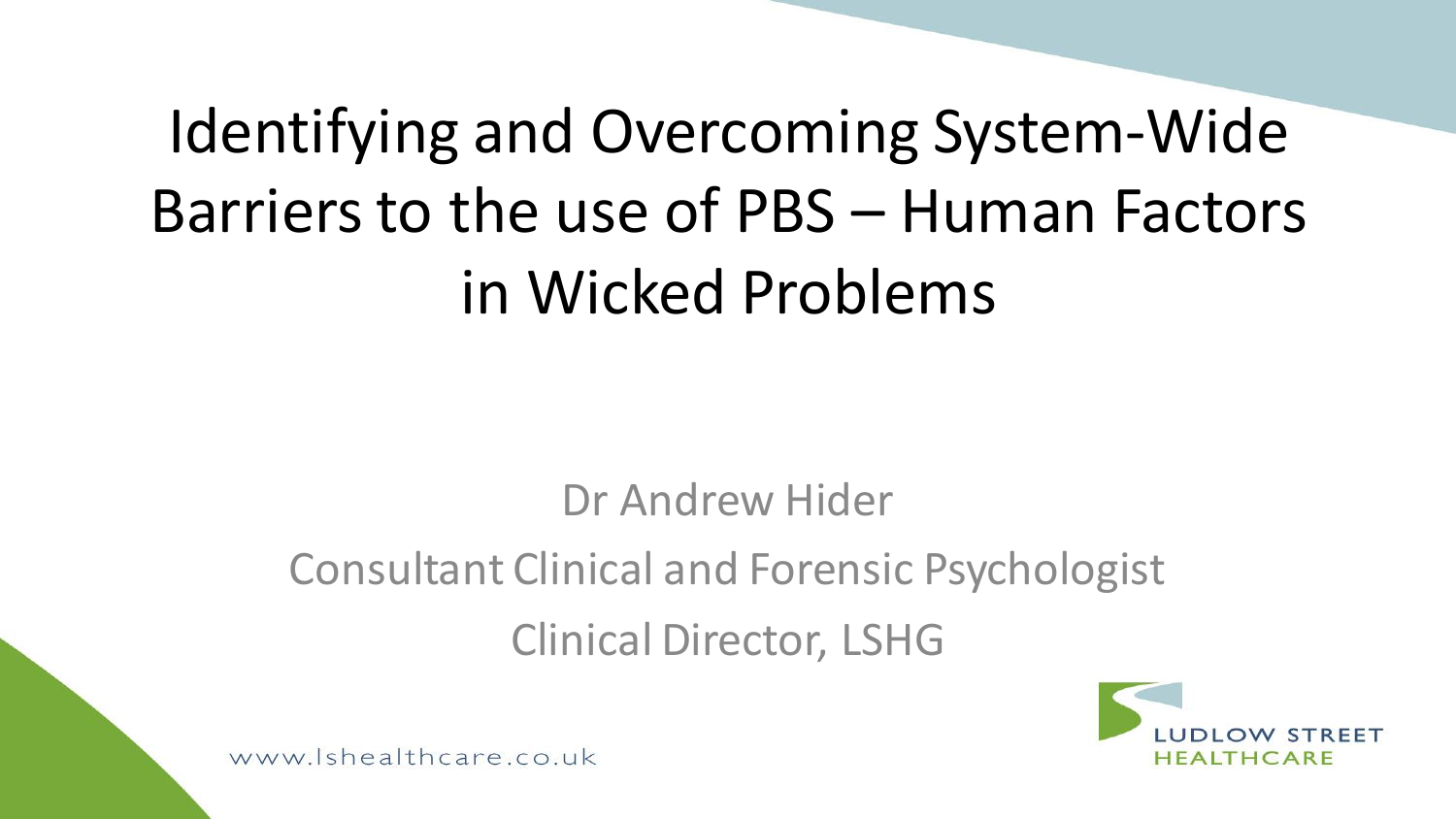# Identifying and Overcoming System-Wide Barriers to the use of PBS – Human Factors in Wicked Problems

Dr Andrew Hider

Consultant Clinical and Forensic Psychologist

Clinical Director, LSHG

www.lshealthcare.co.uk

LUDLOW STREET HEALTHCARE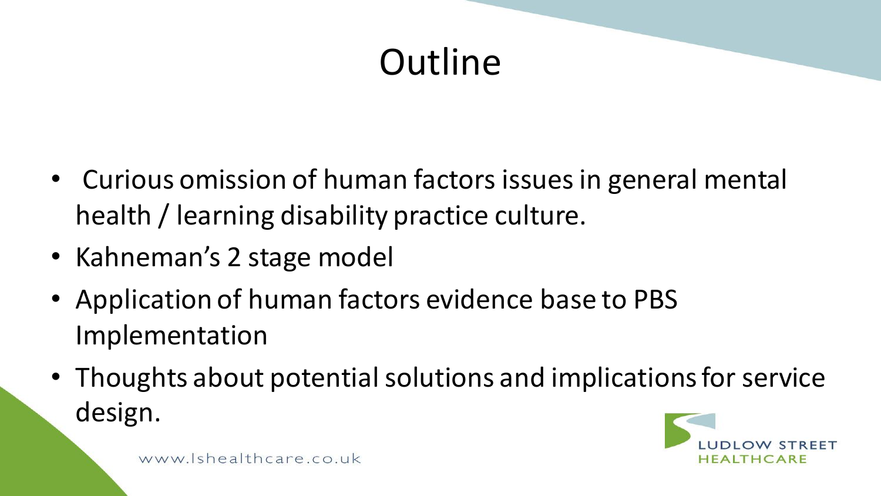# Outline

- Curious omission of human factors issues in general mental health / learning disability practice culture.
- Kahneman's 2 stage model
- Application of human factors evidence base to PBS Implementation
- Thoughts about potential solutions and implications for service design.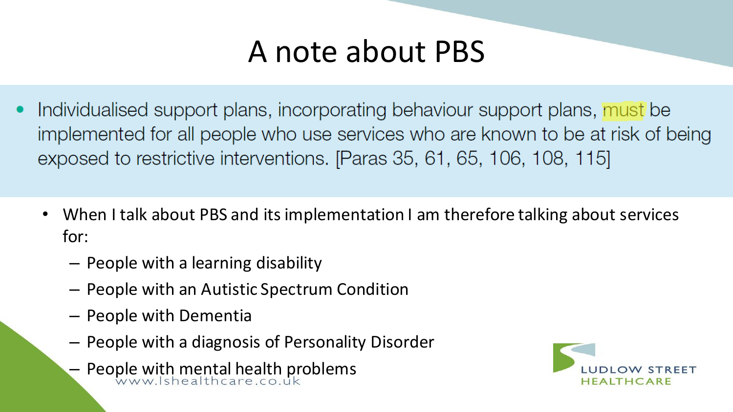# A note about PBS

- Individualised support plans, incorporating behaviour support plans, must be implemented for all people who use services who are known to be at risk of being exposed to restrictive interventions. [Paras 35, 61, 65, 106, 108, 115]

- When I talk about PBS and its implementation I am therefore talking about services for:
  - People with a learning disability
  - People with an Autistic Spectrum Condition
  - People with Dementia
  - People with a diagnosis of Personality Disorder
  - People with mental health problems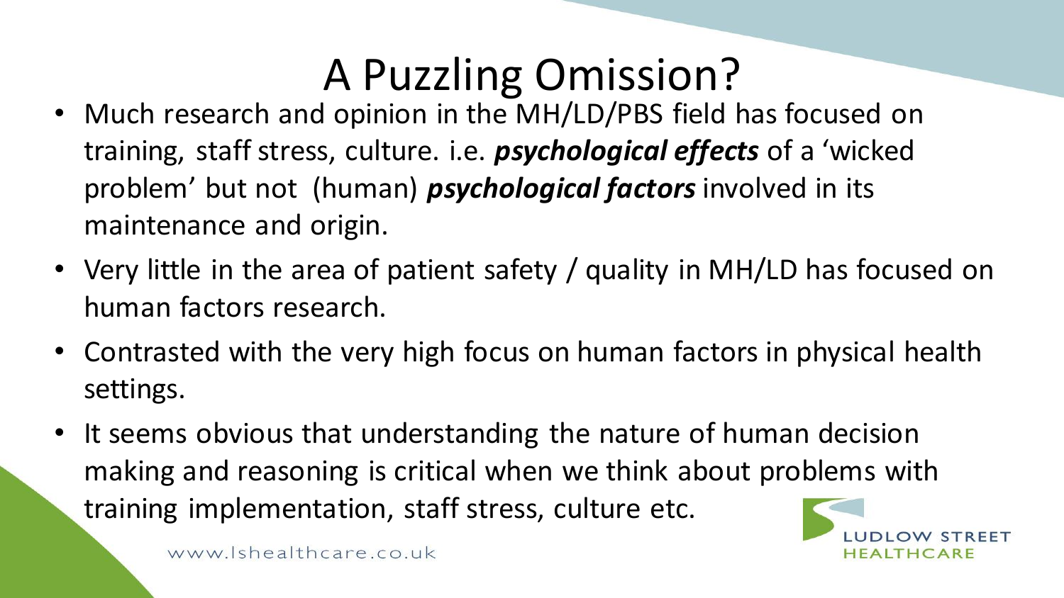# A Puzzling Omission?

- Much research and opinion in the MH/LD/PBS field has focused on training, staff stress, culture. i.e. ***psychological effects*** of a 'wicked problem' but not (human) ***psychological factors*** involved in its maintenance and origin.
- Very little in the area of patient safety / quality in MH/LD has focused on human factors research.
- Contrasted with the very high focus on human factors in physical health settings.
- It seems obvious that understanding the nature of human decision making and reasoning is critical when we think about problems with training implementation, staff stress, culture etc.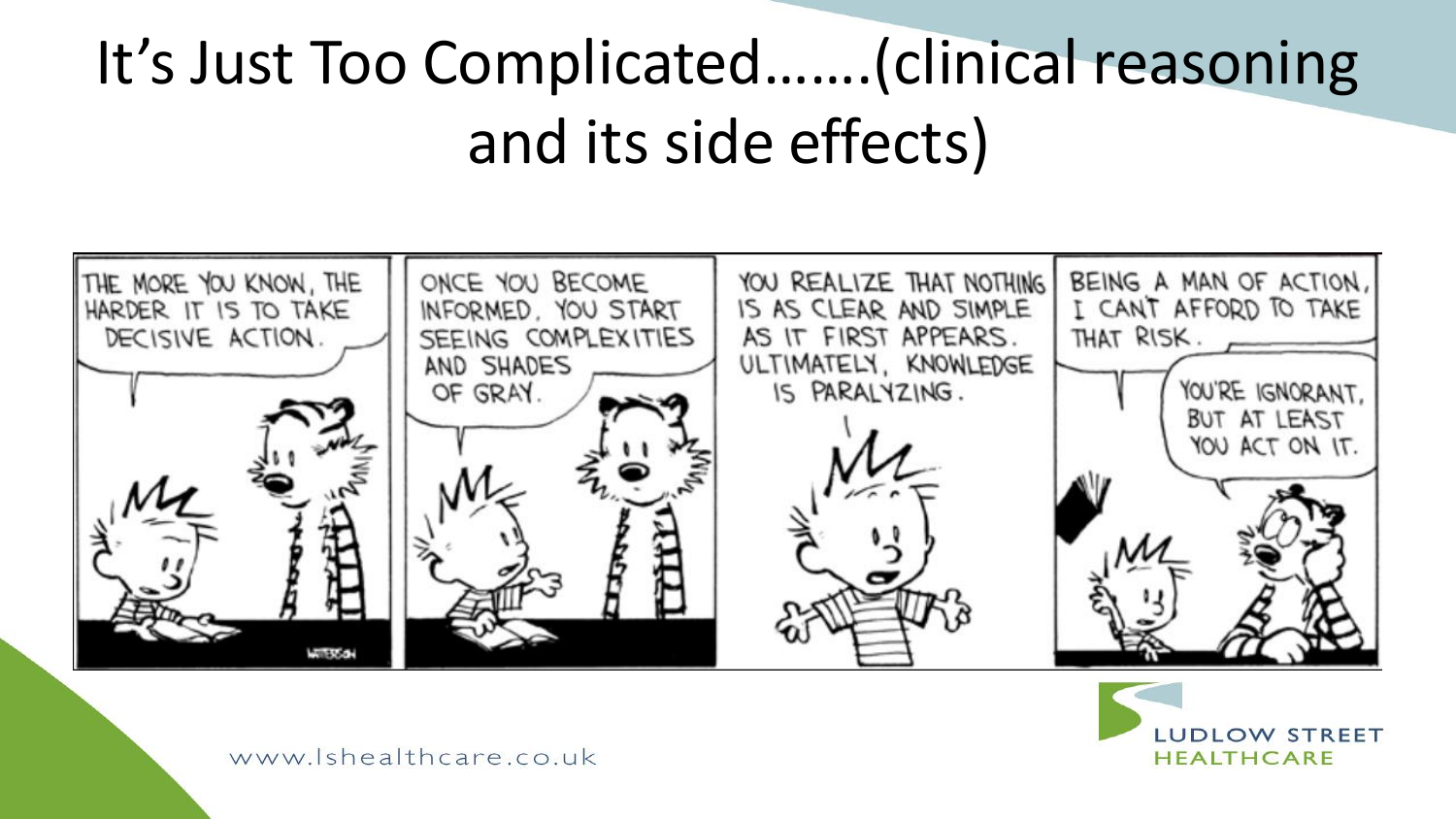# It's Just Too Complicated…….(clinical reasoning and its side effects)

THE MORE YOU KNOW, THE HARDER IT IS TO TAKE DECISIVE ACTION.

ONCE YOU BECOME INFORMED, YOU START SEEING COMPLEXITIES AND SHADES OF GRAY.

YOU REALIZE THAT NOTHING IS AS CLEAR AND SIMPLE AS IT FIRST APPEARS. ULTIMATELY, KNOWLEDGE IS PARALYZING.

BEING A MAN OF ACTION, I CAN'T AFFORD TO TAKE THAT RISK.

YOU'RE IGNORANT, BUT AT LEAST YOU ACT ON IT.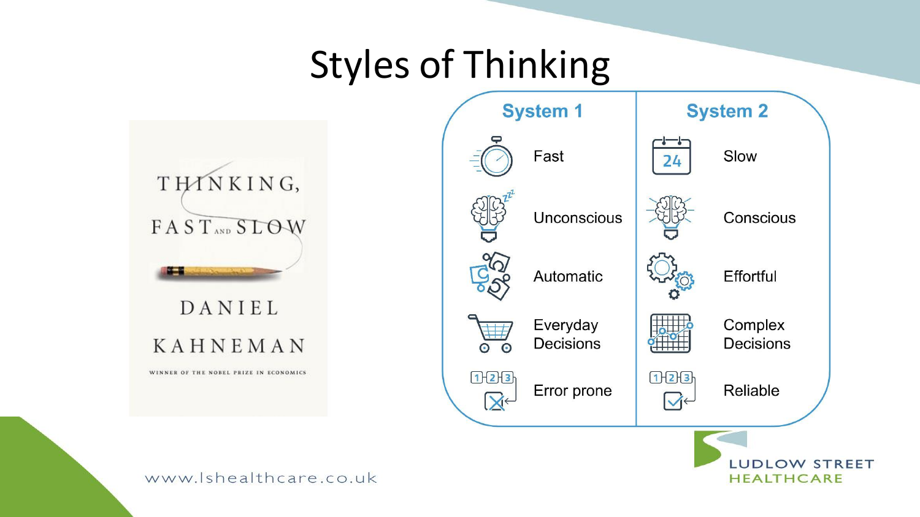# Styles of Thinking

THINKING, FAST AND SLOW

DANIEL KAHNEMAN

WINNER OF THE NOBEL PRIZE IN ECONOMICS

| System 1 | System 2 |
| --- | --- |
| Fast | Slow |
| Unconscious | Conscious |
| Automatic | Effortful |
| Everyday Decisions | Complex Decisions |
| Error prone | Reliable |

www.lshealthcare.co.uk

LUDLOW STREET HEALTHCARE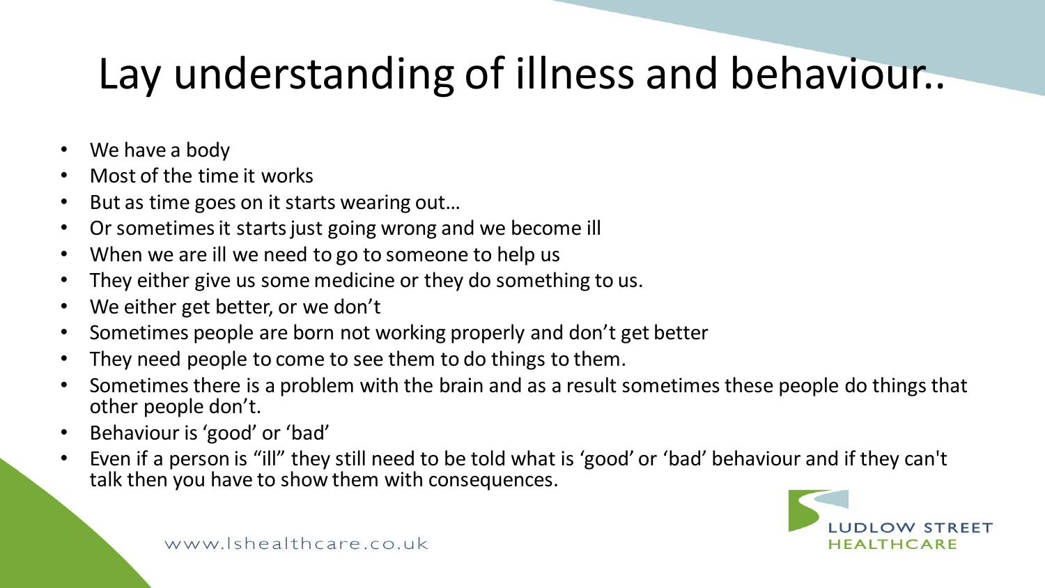# Lay understanding of illness and behaviour..

- We have a body
- Most of the time it works
- But as time goes on it starts wearing out…
- Or sometimes it starts just going wrong and we become ill
- When we are ill we need to go to someone to help us
- They either give us some medicine or they do something to us.
- We either get better, or we don't
- Sometimes people are born not working properly and don't get better
- They need people to come to see them to do things to them.
- Sometimes there is a problem with the brain and as a result sometimes these people do things that other people don't.
- Behaviour is 'good' or 'bad'
- Even if a person is "ill" they still need to be told what is 'good' or 'bad' behaviour and if they can't talk then you have to show them with consequences.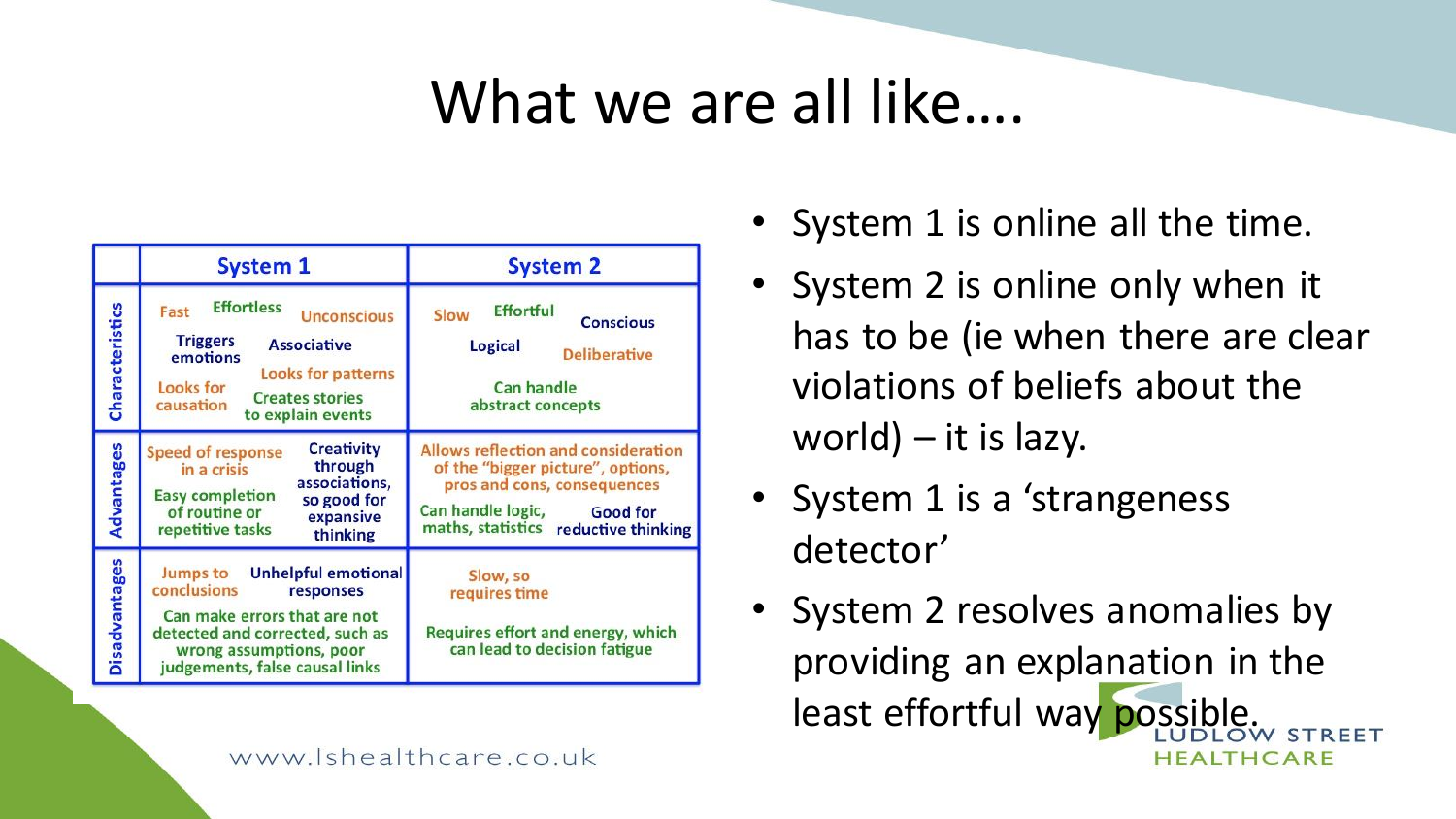# What we are all like….

| | System 1 | System 2 |
|---|---|---|
| Characteristics | Fast, Effortless, Unconscious, Triggers emotions, Associative, Looks for patterns, Looks for causation, Creates stories to explain events | Slow, Effortful, Conscious, Logical, Deliberative, Can handle abstract concepts |
| Advantages | Speed of response in a crisis; Creativity through associations, so good for expansive thinking; Easy completion of routine or repetitive tasks | Allows reflection and consideration of the "bigger picture", options, pros and cons, consequences; Can handle logic, maths, statistics; Good for reductive thinking |
| Disadvantages | Jumps to conclusions; Unhelpful emotional responses; Can make errors that are not detected and corrected, such as wrong assumptions, poor judgements, false causal links | Slow, so requires time; Requires effort and energy, which can lead to decision fatigue |

- System 1 is online all the time.
- System 2 is online only when it has to be (ie when there are clear violations of beliefs about the world) – it is lazy.
- System 1 is a 'strangeness detector'
- System 2 resolves anomalies by providing an explanation in the least effortful way possible.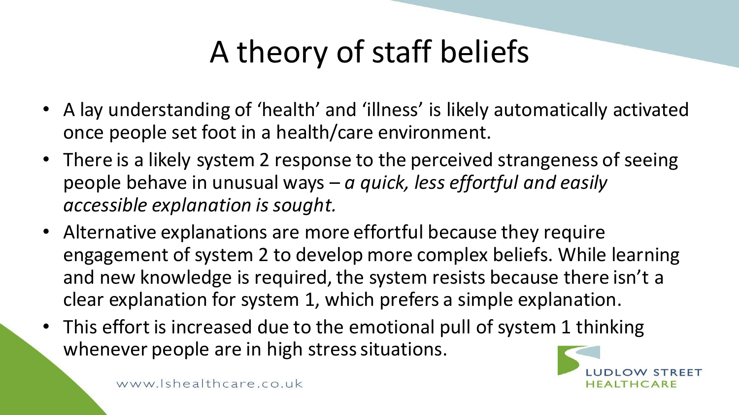# A theory of staff beliefs

- A lay understanding of 'health' and 'illness' is likely automatically activated once people set foot in a health/care environment.
- There is a likely system 2 response to the perceived strangeness of seeing people behave in unusual ways – *a quick, less effortful and easily accessible explanation is sought.*
- Alternative explanations are more effortful because they require engagement of system 2 to develop more complex beliefs. While learning and new knowledge is required, the system resists because there isn't a clear explanation for system 1, which prefers a simple explanation.
- This effort is increased due to the emotional pull of system 1 thinking whenever people are in high stress situations.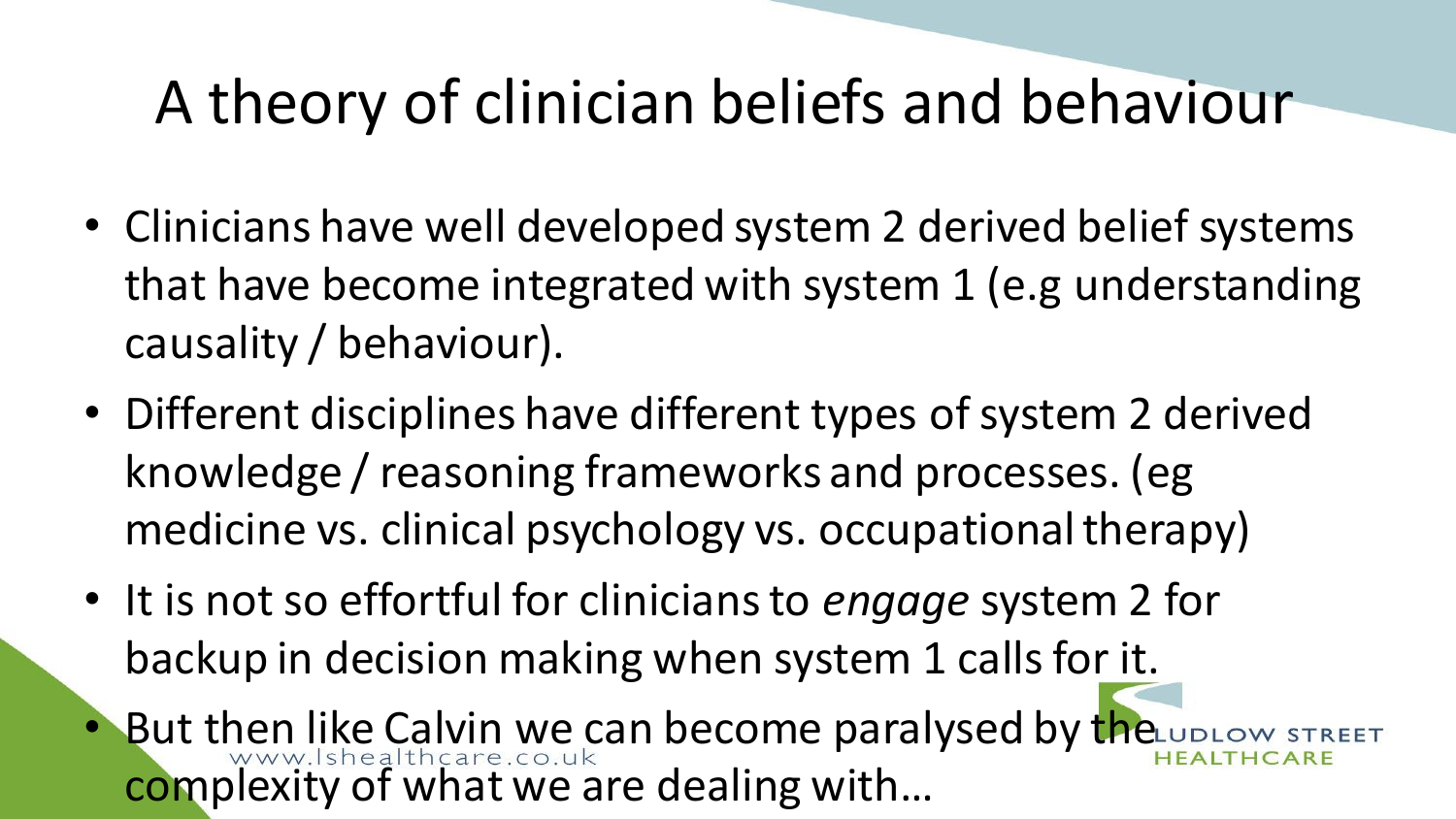# A theory of clinician beliefs and behaviour

- Clinicians have well developed system 2 derived belief systems that have become integrated with system 1 (e.g understanding causality / behaviour).
- Different disciplines have different types of system 2 derived knowledge / reasoning frameworks and processes. (eg medicine vs. clinical psychology vs. occupational therapy)
- It is not so effortful for clinicians to *engage* system 2 for backup in decision making when system 1 calls for it.
- But then like Calvin we can become paralysed by the complexity of what we are dealing with…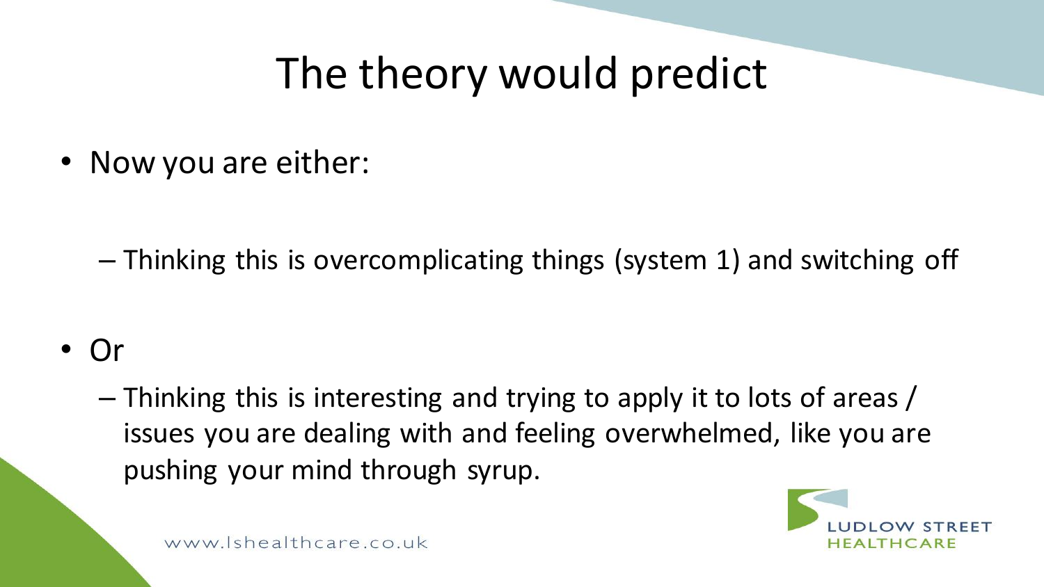# The theory would predict

- Now you are either:
  - Thinking this is overcomplicating things (system 1) and switching off
- Or
  - Thinking this is interesting and trying to apply it to lots of areas / issues you are dealing with and feeling overwhelmed, like you are pushing your mind through syrup.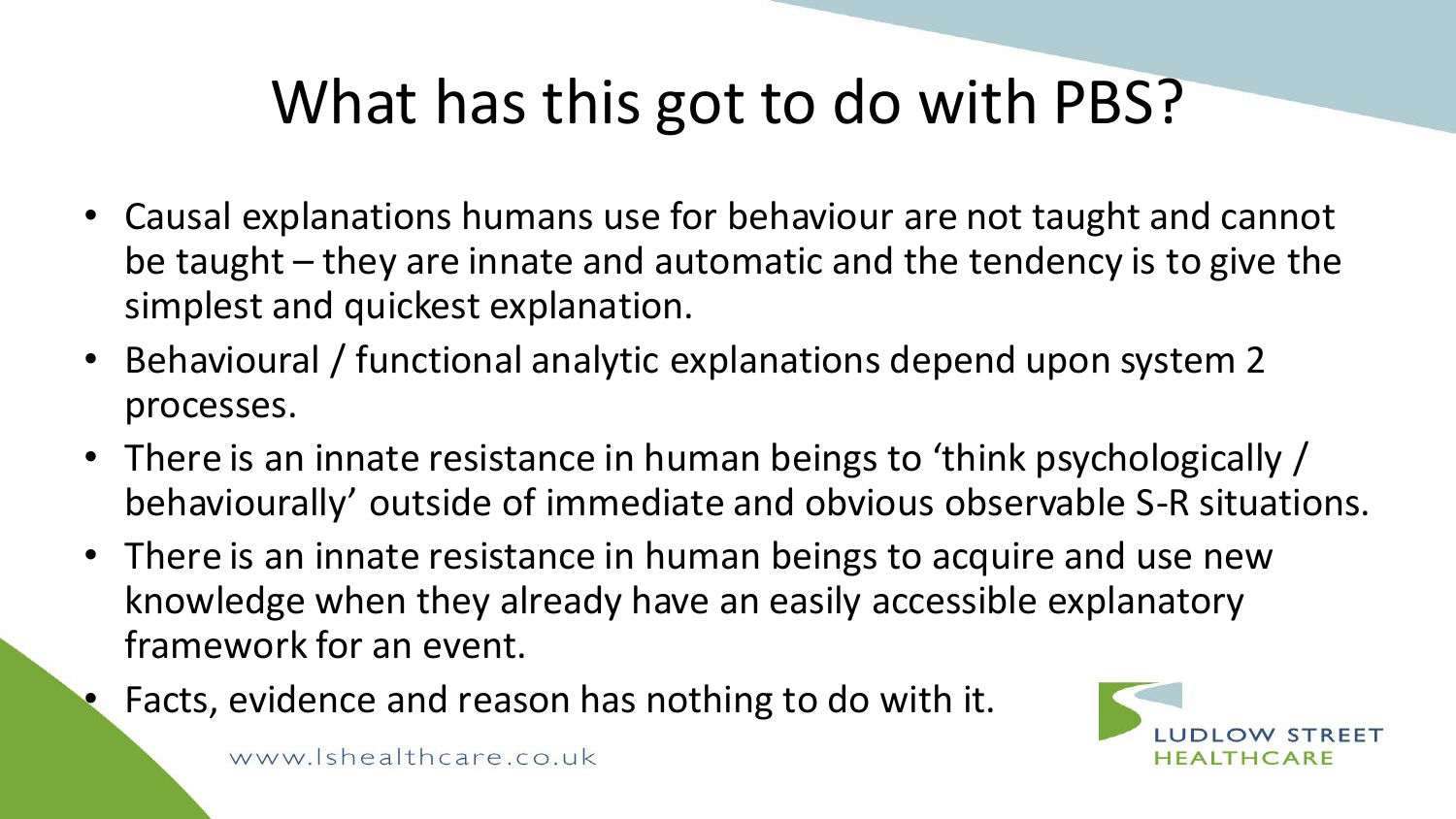# What has this got to do with PBS?

- Causal explanations humans use for behaviour are not taught and cannot be taught – they are innate and automatic and the tendency is to give the simplest and quickest explanation.
- Behavioural / functional analytic explanations depend upon system 2 processes.
- There is an innate resistance in human beings to 'think psychologically / behaviourally' outside of immediate and obvious observable S-R situations.
- There is an innate resistance in human beings to acquire and use new knowledge when they already have an easily accessible explanatory framework for an event.
- Facts, evidence and reason has nothing to do with it.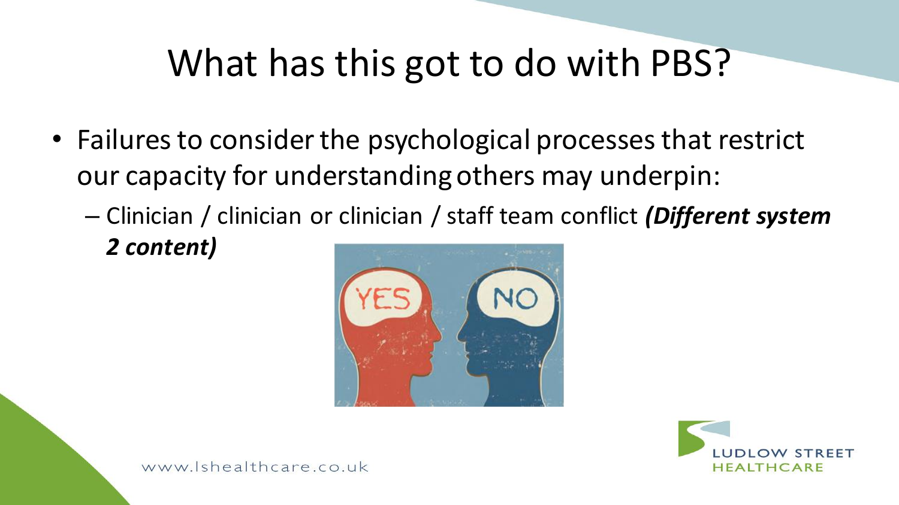# What has this got to do with PBS?

- Failures to consider the psychological processes that restrict our capacity for understanding others may underpin:
  - Clinician / clinician or clinician / staff team conflict ***(Different system 2 content)***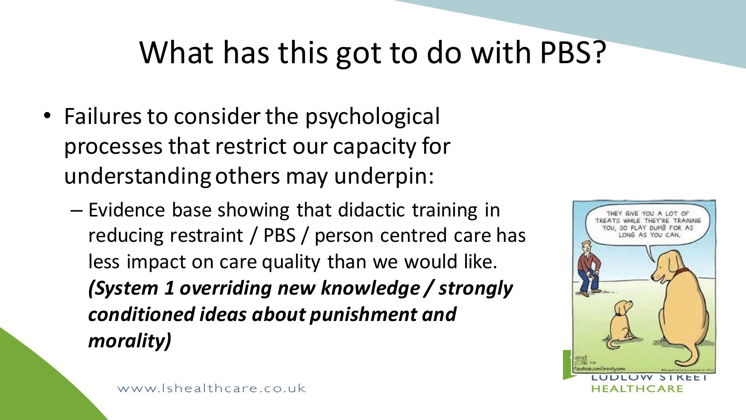# What has this got to do with PBS?

- Failures to consider the psychological processes that restrict our capacity for understanding others may underpin:
  - Evidence base showing that didactic training in reducing restraint / PBS / person centred care has less impact on care quality than we would like. ***(System 1 overriding new knowledge / strongly conditioned ideas about punishment and morality)***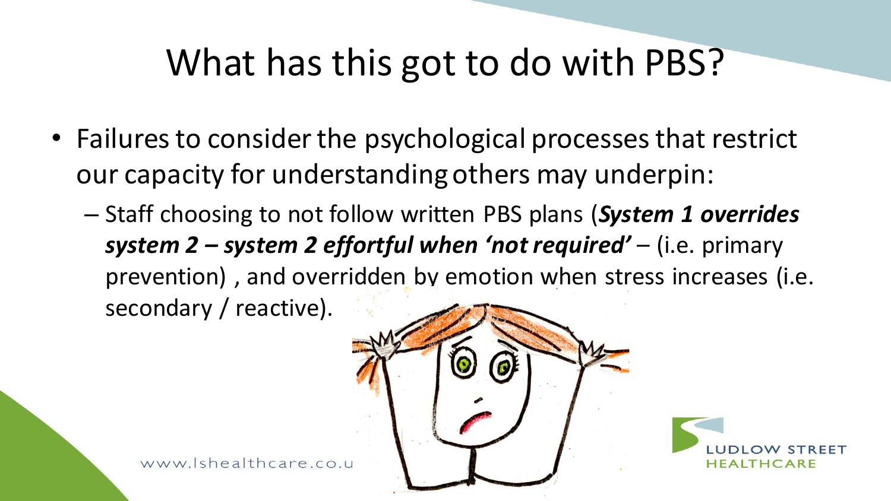# What has this got to do with PBS?

- Failures to consider the psychological processes that restrict our capacity for understanding others may underpin:
  - Staff choosing to not follow written PBS plans (***System 1 overrides system 2 – system 2 effortful when 'not required'*** – (i.e. primary prevention) , and overridden by emotion when stress increases (i.e. secondary / reactive).

www.lshealthcare.co.u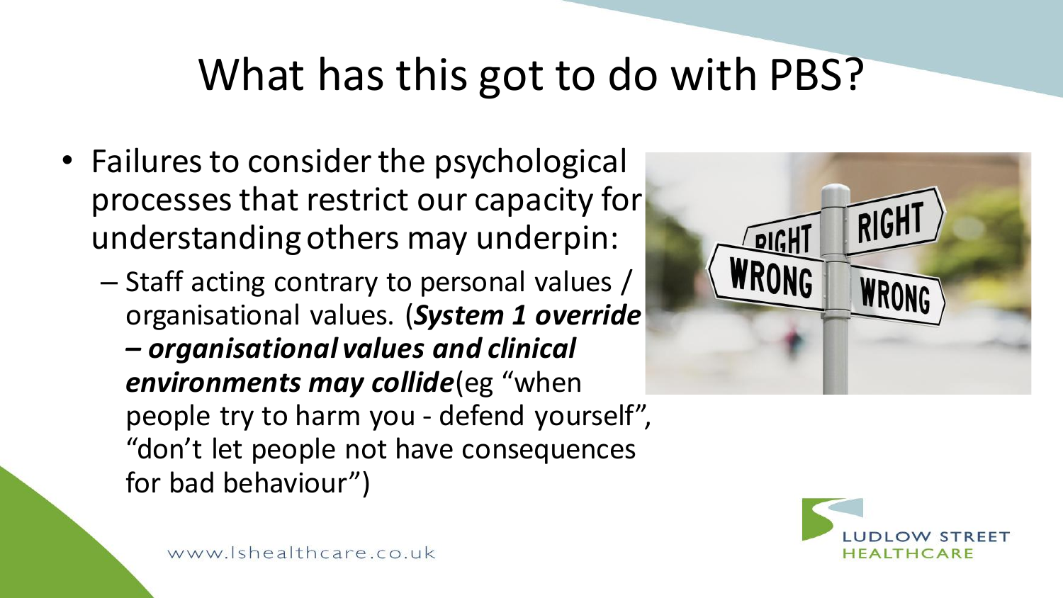# What has this got to do with PBS?

- Failures to consider the psychological processes that restrict our capacity for understanding others may underpin:
  - Staff acting contrary to personal values / organisational values. (***System 1 override – organisational values and clinical environments may collide***(eg "when people try to harm you - defend yourself", "don't let people not have consequences for bad behaviour")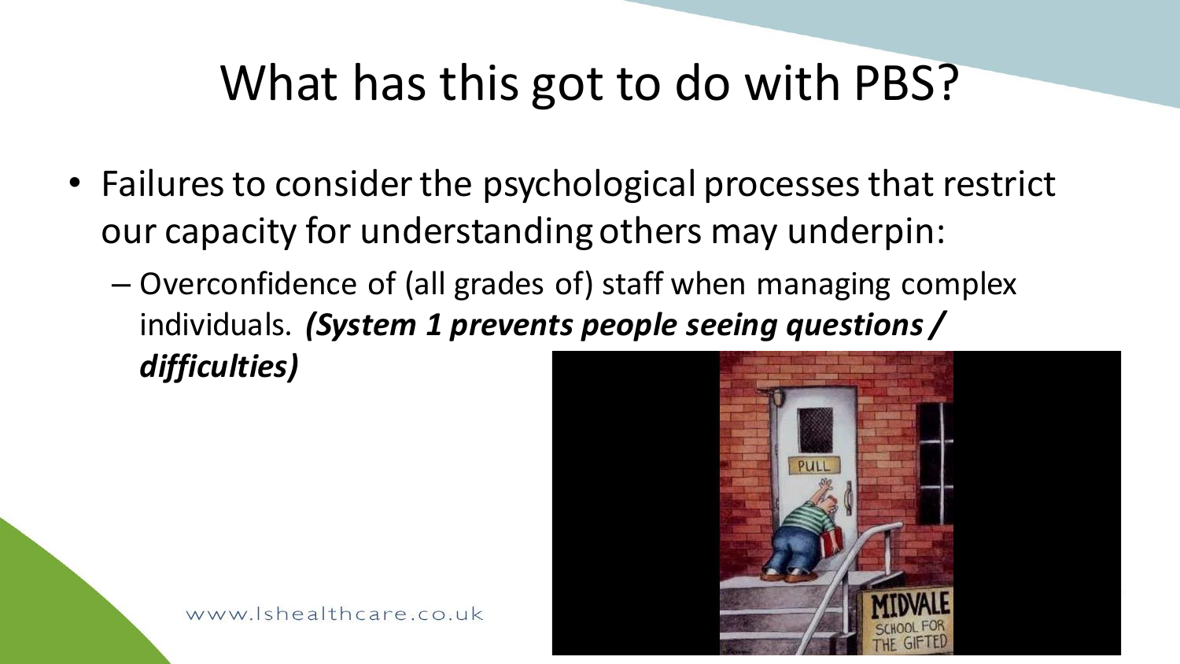# What has this got to do with PBS?

- Failures to consider the psychological processes that restrict our capacity for understanding others may underpin:
  - Overconfidence of (all grades of) staff when managing complex individuals. ***(System 1 prevents people seeing questions / difficulties)***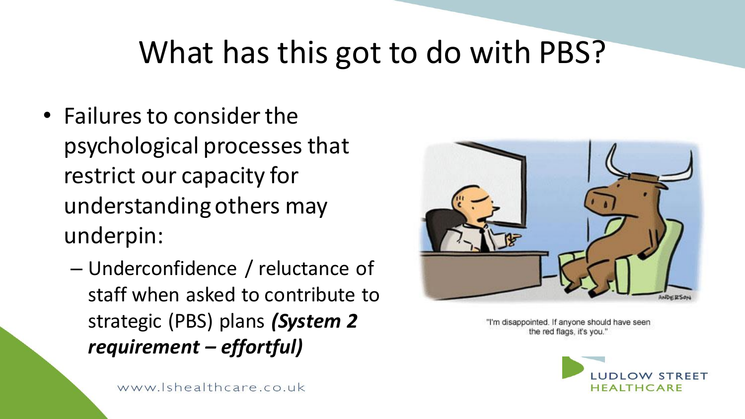# What has this got to do with PBS?

- Failures to consider the psychological processes that restrict our capacity for understanding others may underpin:
  - Underconfidence / reluctance of staff when asked to contribute to strategic (PBS) plans ***(System 2 requirement – effortful)***

"I'm disappointed. If anyone should have seen the red flags, it's you."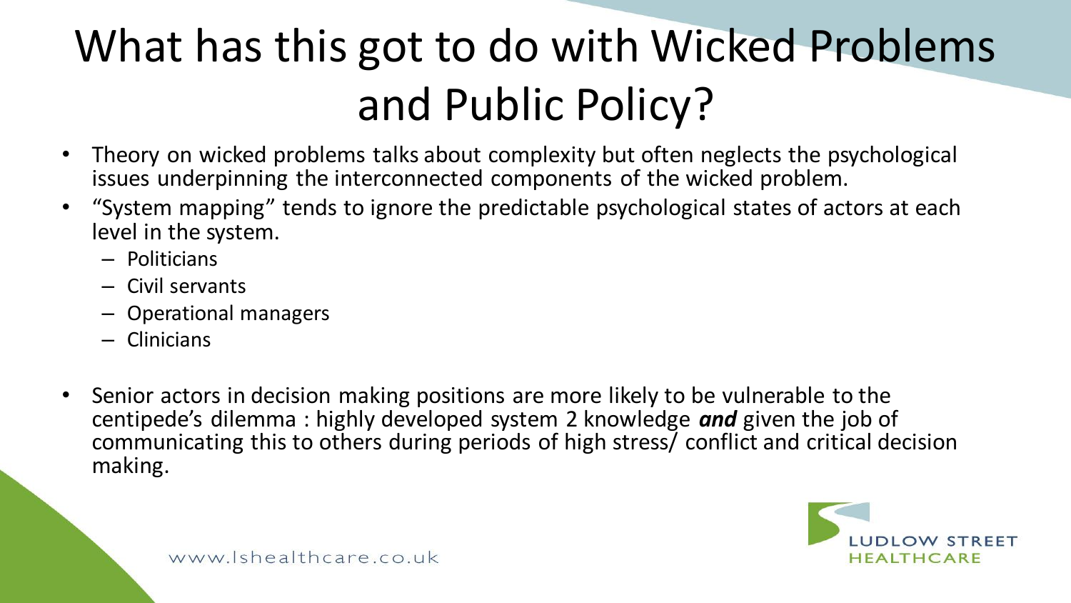# What has this got to do with Wicked Problems and Public Policy?

- Theory on wicked problems talks about complexity but often neglects the psychological issues underpinning the interconnected components of the wicked problem.
- "System mapping" tends to ignore the predictable psychological states of actors at each level in the system.
  - Politicians
  - Civil servants
  - Operational managers
  - Clinicians
- Senior actors in decision making positions are more likely to be vulnerable to the centipede's dilemma : highly developed system 2 knowledge ***and*** given the job of communicating this to others during periods of high stress/ conflict and critical decision making.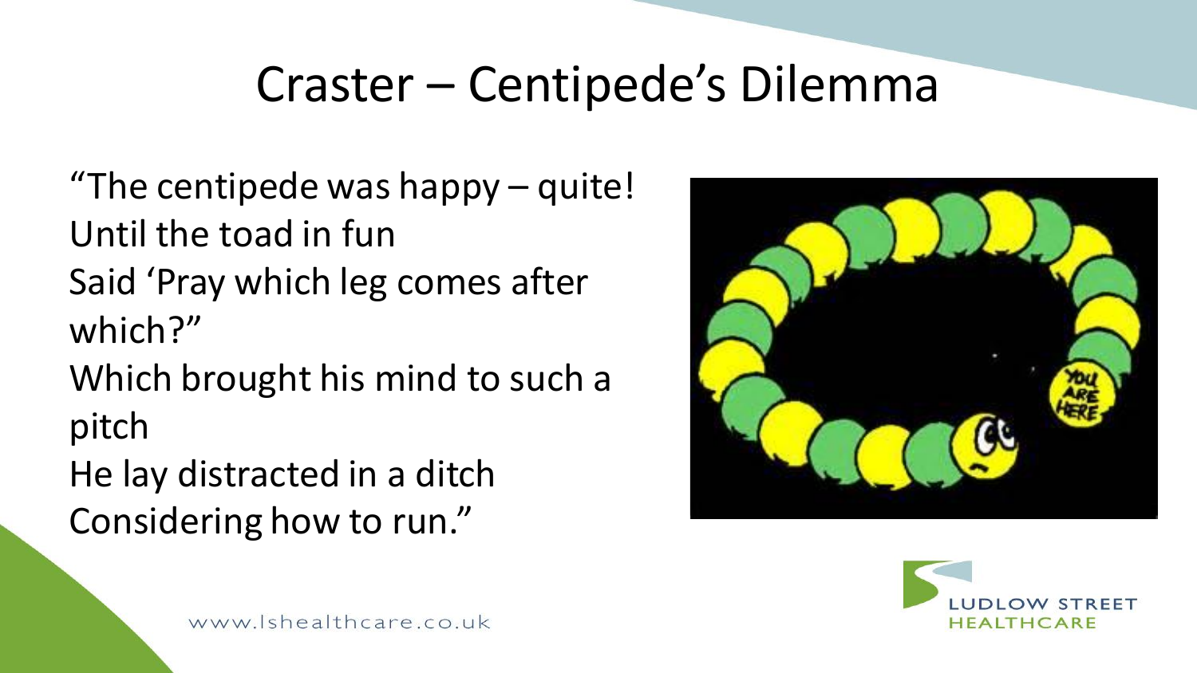# Craster – Centipede's Dilemma

"The centipede was happy – quite!
Until the toad in fun
Said 'Pray which leg comes after which?"
Which brought his mind to such a pitch
He lay distracted in a ditch
Considering how to run."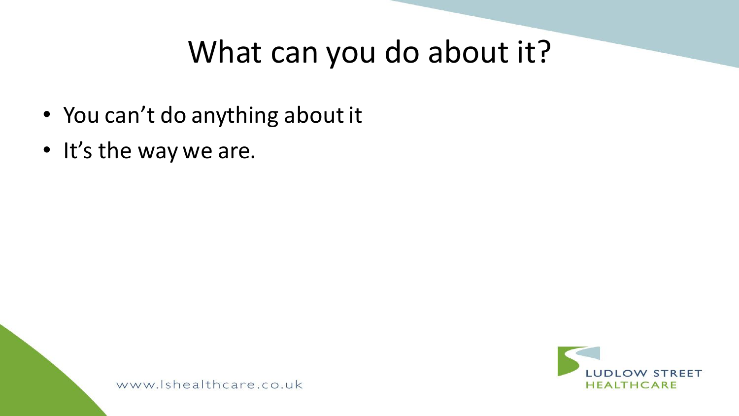# What can you do about it?

- You can't do anything about it
- It's the way we are.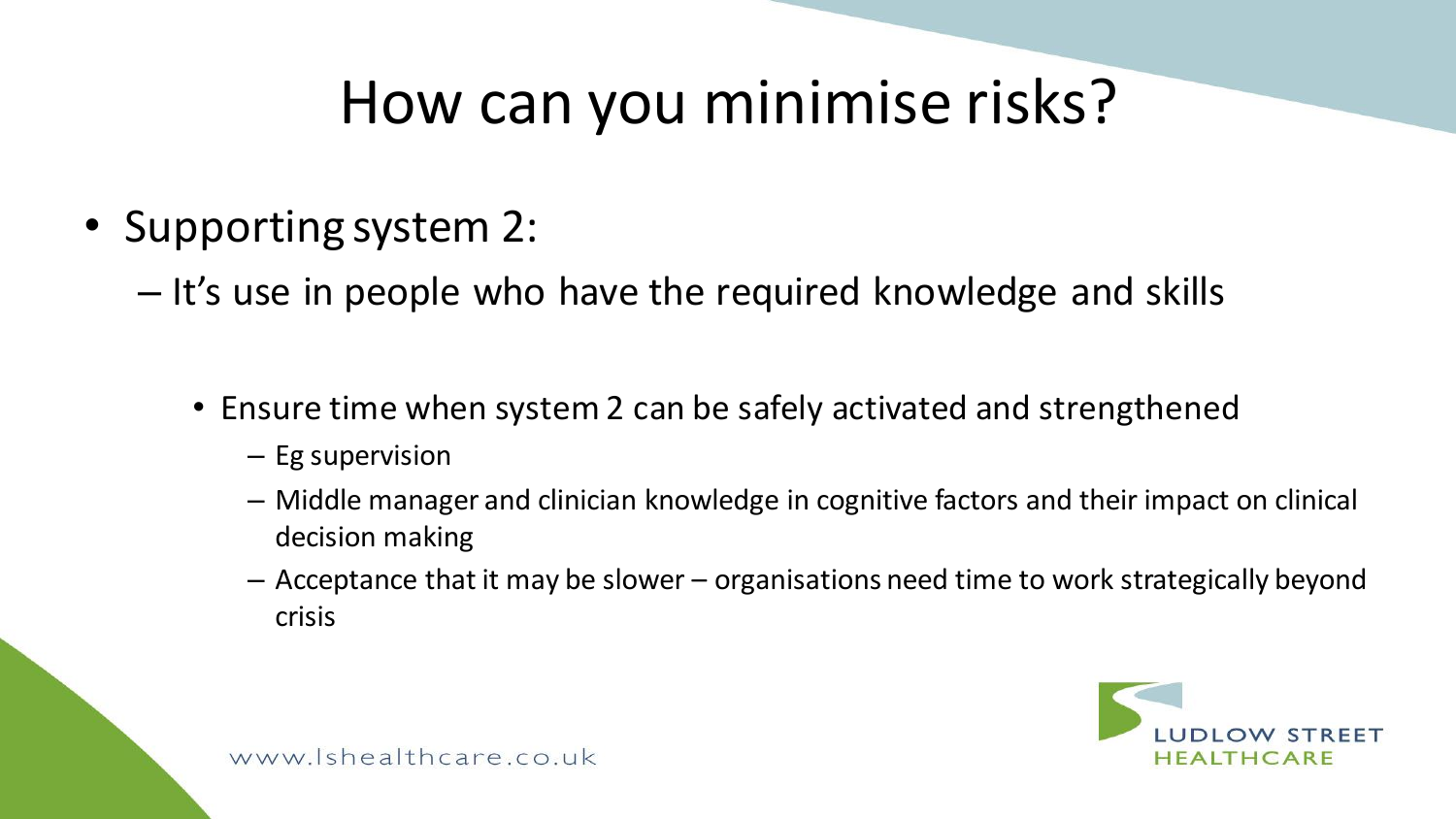# How can you minimise risks?

- Supporting system 2:
  - It's use in people who have the required knowledge and skills
    - Ensure time when system 2 can be safely activated and strengthened
      - Eg supervision
      - Middle manager and clinician knowledge in cognitive factors and their impact on clinical decision making
      - Acceptance that it may be slower – organisations need time to work strategically beyond crisis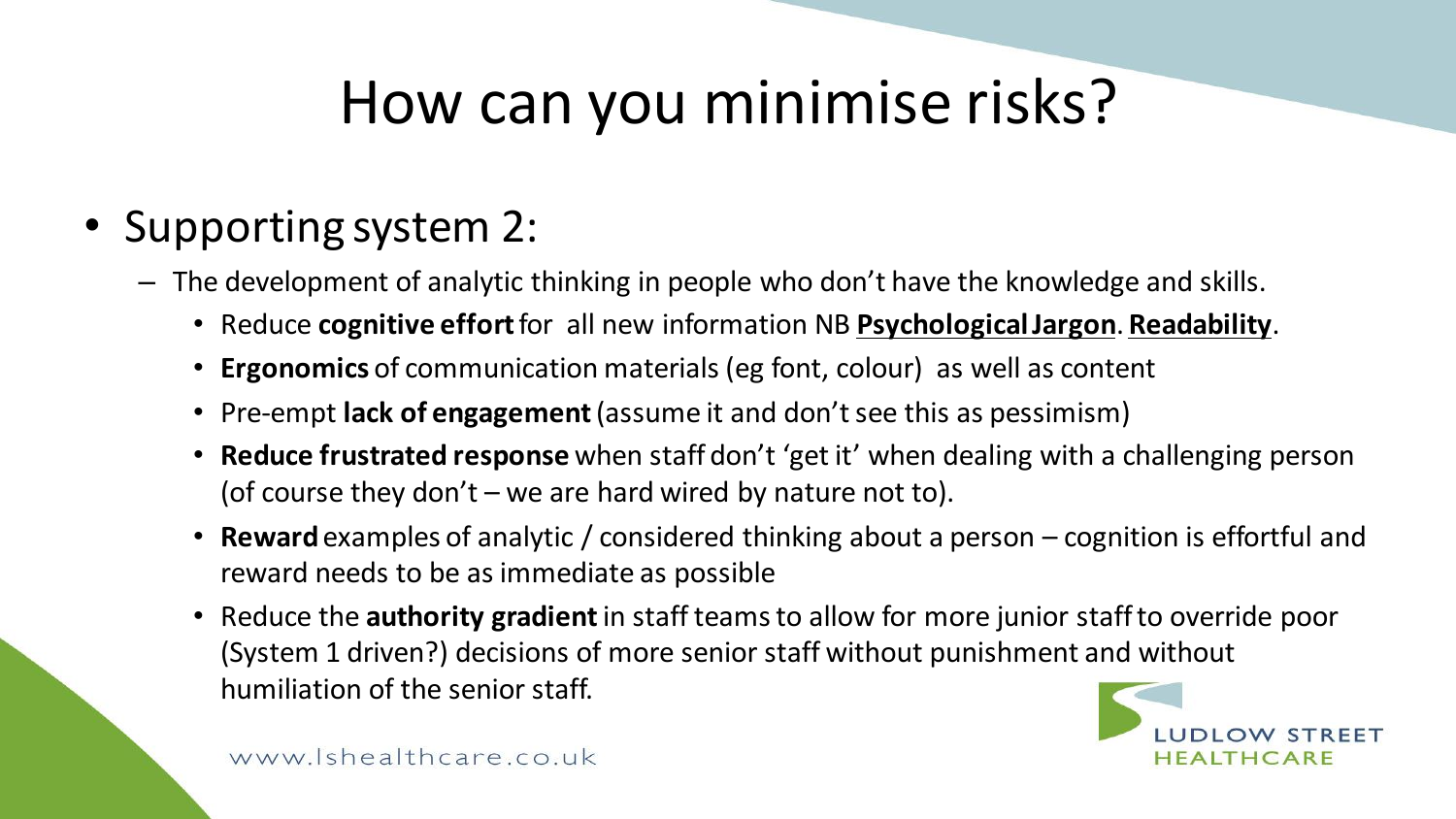# How can you minimise risks?

- Supporting system 2:
  - The development of analytic thinking in people who don't have the knowledge and skills.
    - Reduce **cognitive effort** for all new information NB **Psychological Jargon**. **Readability**.
    - **Ergonomics** of communication materials (eg font, colour) as well as content
    - Pre-empt **lack of engagement** (assume it and don't see this as pessimism)
    - **Reduce frustrated response** when staff don't 'get it' when dealing with a challenging person (of course they don't – we are hard wired by nature not to).
    - **Reward** examples of analytic / considered thinking about a person – cognition is effortful and reward needs to be as immediate as possible
    - Reduce the **authority gradient** in staff teams to allow for more junior staff to override poor (System 1 driven?) decisions of more senior staff without punishment and without humiliation of the senior staff.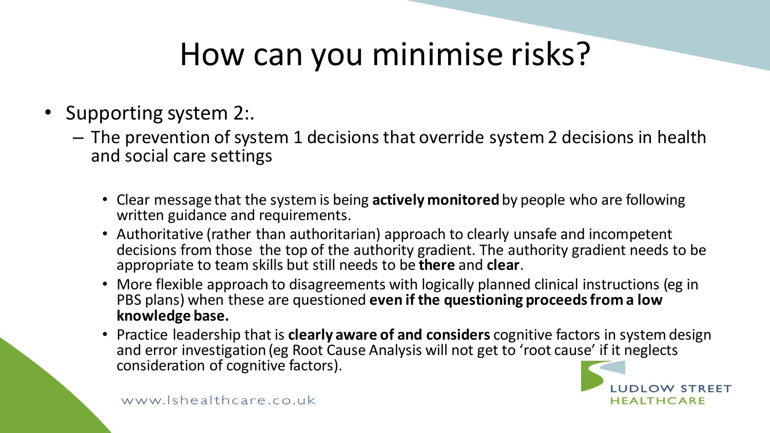# How can you minimise risks?

- Supporting system 2:.
  - The prevention of system 1 decisions that override system 2 decisions in health and social care settings
    - Clear message that the system is being **actively monitored** by people who are following written guidance and requirements.
    - Authoritative (rather than authoritarian) approach to clearly unsafe and incompetent decisions from those the top of the authority gradient. The authority gradient needs to be appropriate to team skills but still needs to be **there** and **clear**.
    - More flexible approach to disagreements with logically planned clinical instructions (eg in PBS plans) when these are questioned **even if the questioning proceeds from a low knowledge base.**
    - Practice leadership that is **clearly aware of and considers** cognitive factors in system design and error investigation (eg Root Cause Analysis will not get to 'root cause' if it neglects consideration of cognitive factors).

www.lshealthcare.co.uk

LUDLOW STREET HEALTHCARE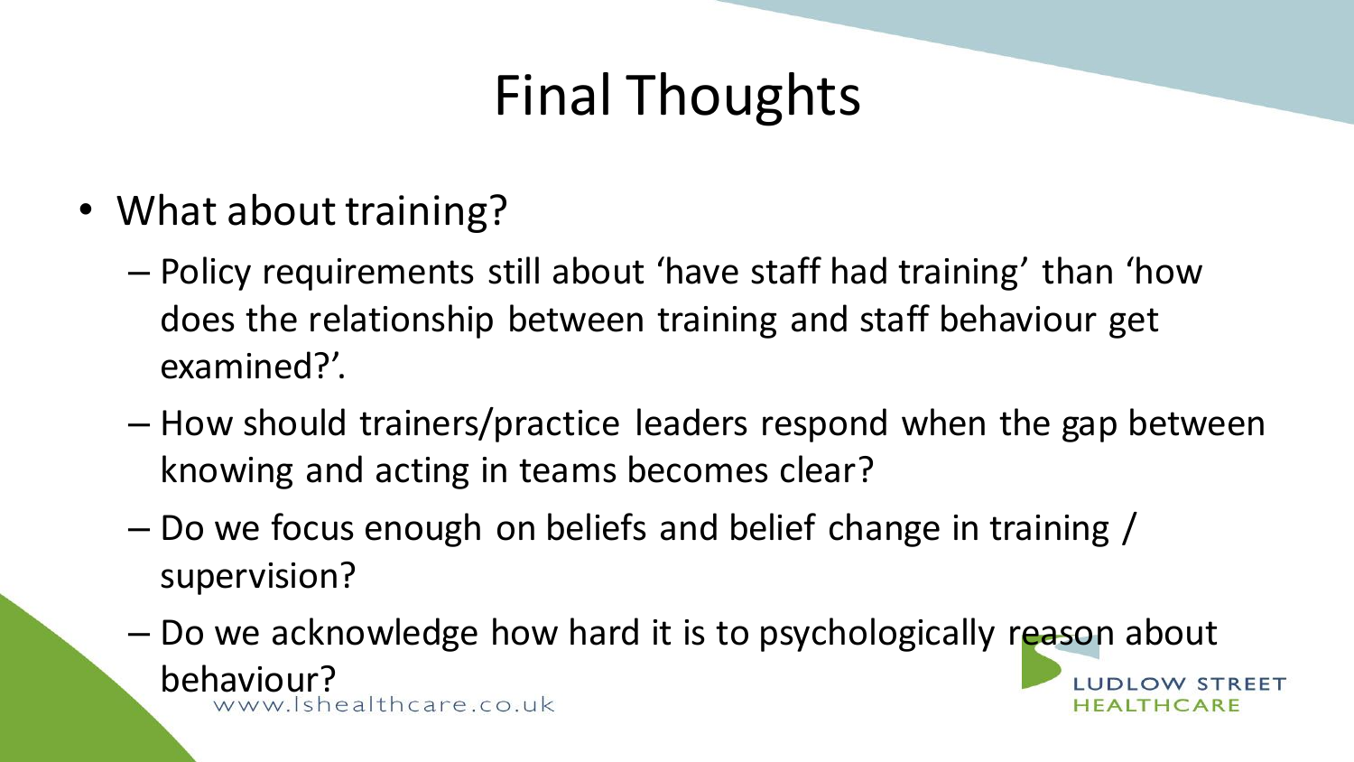# Final Thoughts

- What about training?
  - Policy requirements still about 'have staff had training' than 'how does the relationship between training and staff behaviour get examined?'.
  - How should trainers/practice leaders respond when the gap between knowing and acting in teams becomes clear?
  - Do we focus enough on beliefs and belief change in training / supervision?
  - Do we acknowledge how hard it is to psychologically reason about behaviour?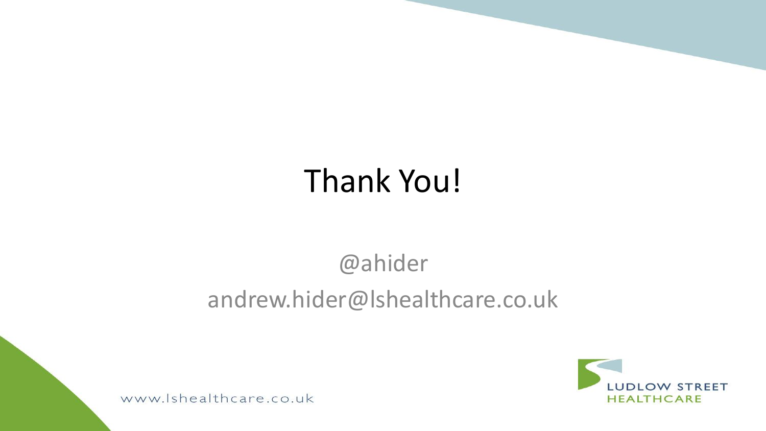# Thank You!

@ahider

andrew.hider@lshealthcare.co.uk

www.lshealthcare.co.uk

LUDLOW STREET HEALTHCARE